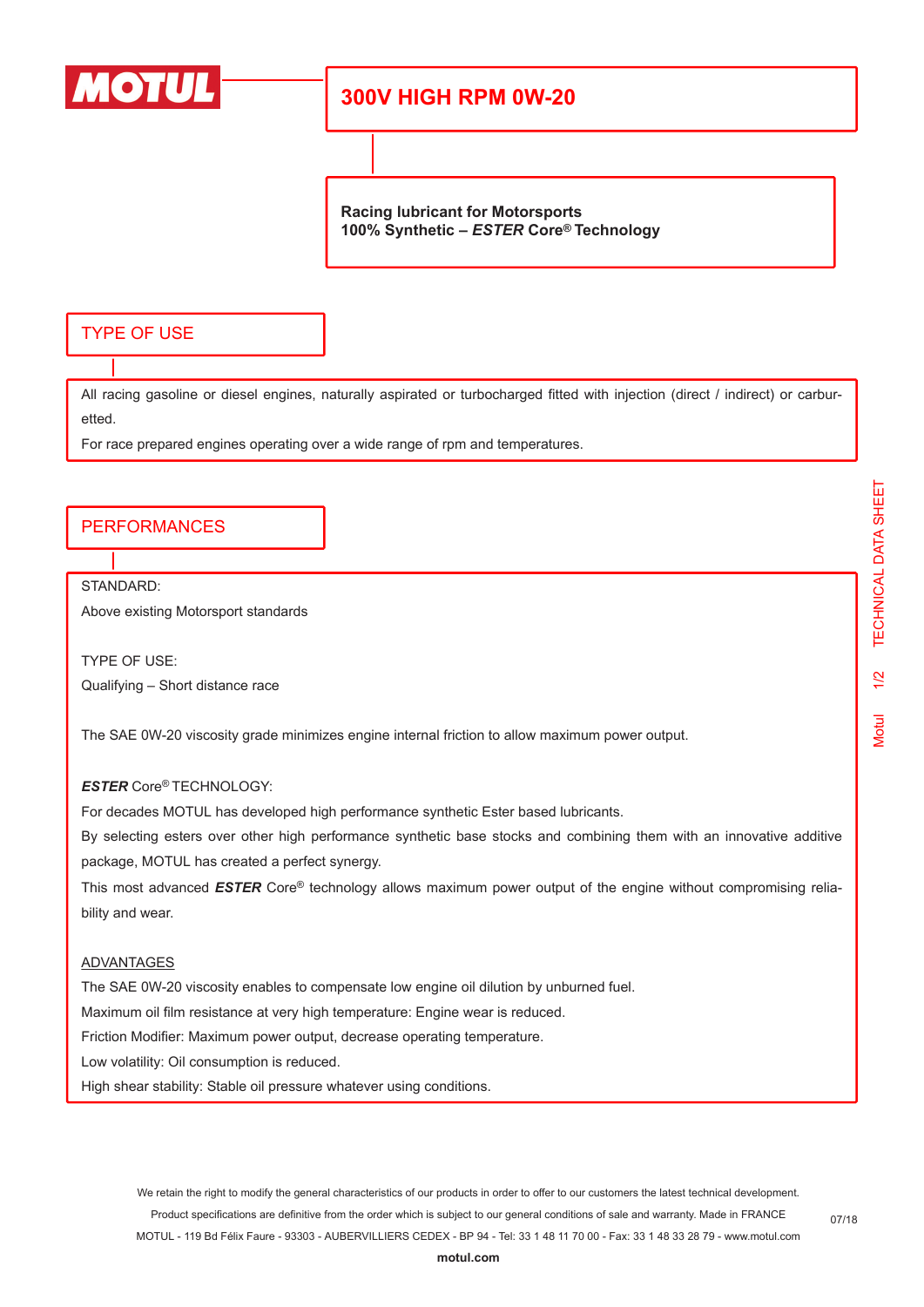# 300V HIGH RPM 0W-20

**Racing lubricant for Motorsports**
**100% Synthetic – *ESTER* Core® Technology**

## TYPE OF USE

All racing gasoline or diesel engines, naturally aspirated or turbocharged fitted with injection (direct / indirect) or carburetted.

For race prepared engines operating over a wide range of rpm and temperatures.

## PERFORMANCES

STANDARD:

Above existing Motorsport standards

TYPE OF USE:

Qualifying – Short distance race

The SAE 0W-20 viscosity grade minimizes engine internal friction to allow maximum power output.

***ESTER*** Core® TECHNOLOGY:

For decades MOTUL has developed high performance synthetic Ester based lubricants.

By selecting esters over other high performance synthetic base stocks and combining them with an innovative additive package, MOTUL has created a perfect synergy.

This most advanced ***ESTER*** Core® technology allows maximum power output of the engine without compromising reliability and wear.

<u>ADVANTAGES</u>

The SAE 0W-20 viscosity enables to compensate low engine oil dilution by unburned fuel.

Maximum oil film resistance at very high temperature: Engine wear is reduced.

Friction Modifier: Maximum power output, decrease operating temperature.

Low volatility: Oil consumption is reduced.

High shear stability: Stable oil pressure whatever using conditions.

We retain the right to modify the general characteristics of our products in order to offer to our customers the latest technical development.
Product specifications are definitive from the order which is subject to our general conditions of sale and warranty. Made in FRANCE
MOTUL - 119 Bd Félix Faure - 93303 - AUBERVILLIERS CEDEX - BP 94 - Tel: 33 1 48 11 70 00 - Fax: 33 1 48 33 28 79 - www.motul.com

**motul.com**

07/18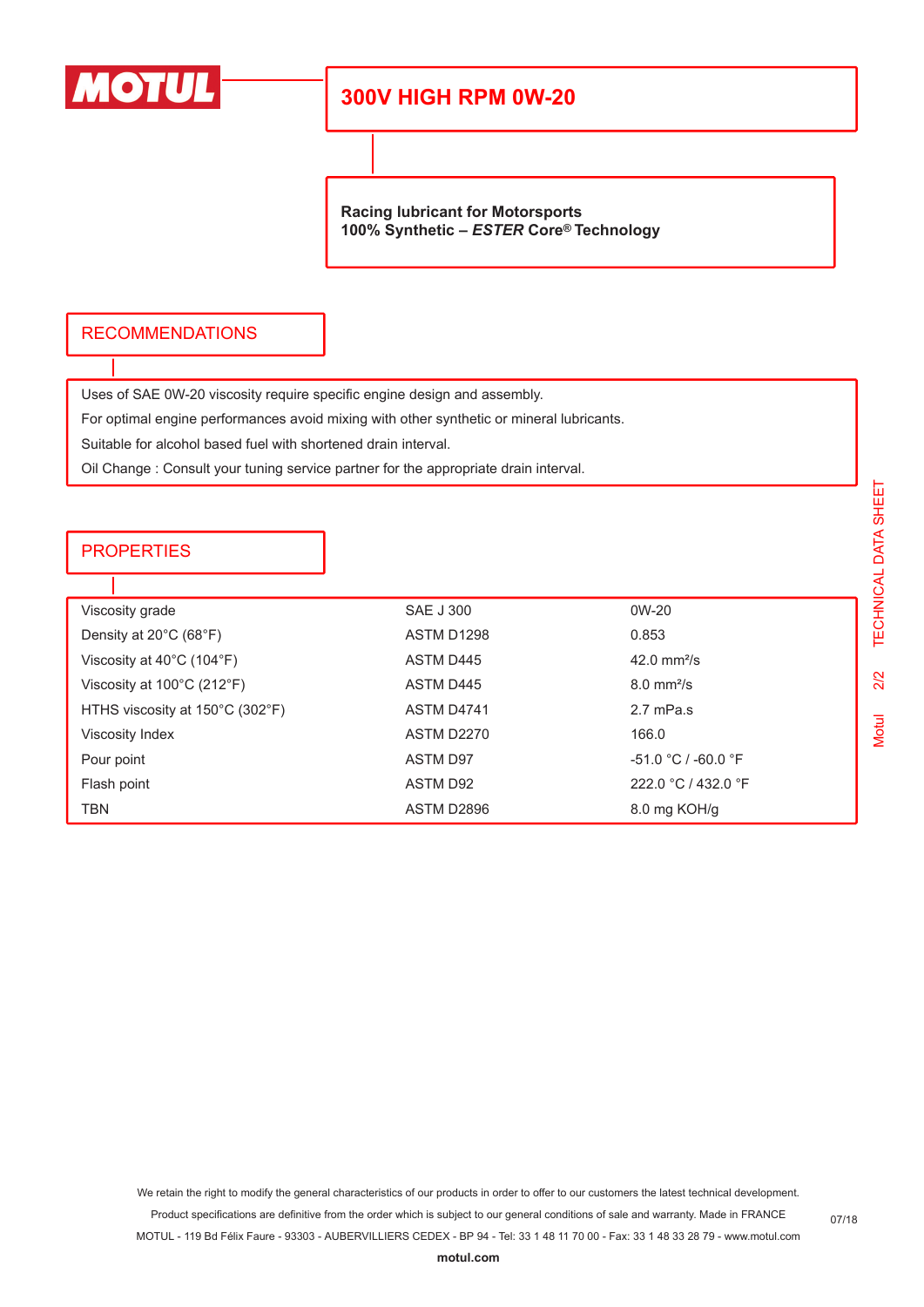# 300V HIGH RPM 0W-20

**Racing lubricant for Motorsports**
**100% Synthetic – *ESTER* Core® Technology**

## RECOMMENDATIONS

Uses of SAE 0W-20 viscosity require specific engine design and assembly.

For optimal engine performances avoid mixing with other synthetic or mineral lubricants.

Suitable for alcohol based fuel with shortened drain interval.

Oil Change : Consult your tuning service partner for the appropriate drain interval.

## PROPERTIES

| | | |
|---|---|---|
| Viscosity grade | SAE J 300 | 0W-20 |
| Density at 20°C (68°F) | ASTM D1298 | 0.853 |
| Viscosity at 40°C (104°F) | ASTM D445 | 42.0 mm²/s |
| Viscosity at 100°C (212°F) | ASTM D445 | 8.0 mm²/s |
| HTHS viscosity at 150°C (302°F) | ASTM D4741 | 2.7 mPa.s |
| Viscosity Index | ASTM D2270 | 166.0 |
| Pour point | ASTM D97 | -51.0 °C / -60.0 °F |
| Flash point | ASTM D92 | 222.0 °C / 432.0 °F |
| TBN | ASTM D2896 | 8.0 mg KOH/g |

We retain the right to modify the general characteristics of our products in order to offer to our customers the latest technical development.
Product specifications are definitive from the order which is subject to our general conditions of sale and warranty. Made in FRANCE
MOTUL - 119 Bd Félix Faure - 93303 - AUBERVILLIERS CEDEX - BP 94 - Tel: 33 1 48 11 70 00 - Fax: 33 1 48 33 28 79 - www.motul.com

07/18